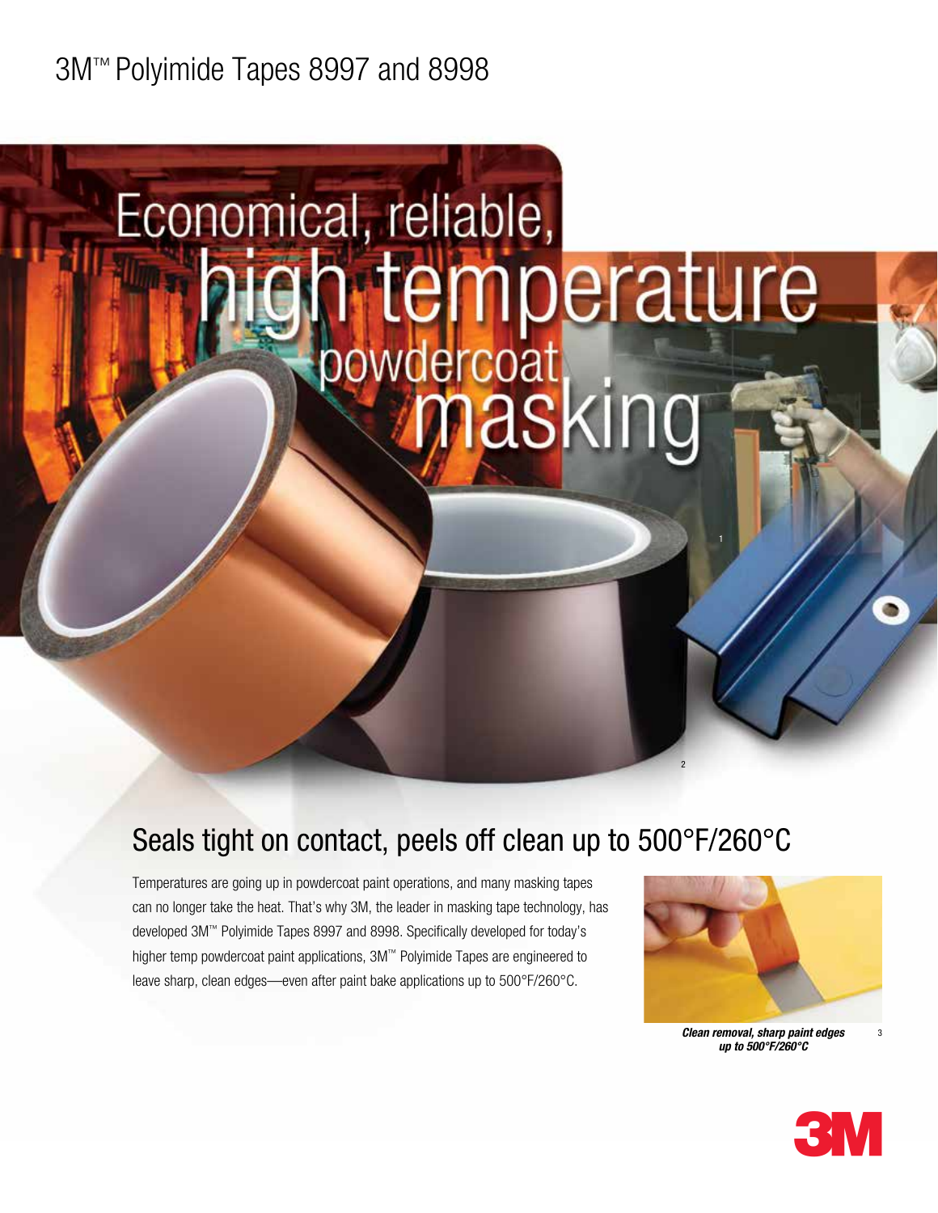# 3M™ Polyimide Tapes 8997 and 8998

Economical, reliable, high temperature powdercoat masking

## Seals tight on contact, peels off clean up to 500°F/260°C

Temperatures are going up in powdercoat paint operations, and many masking tapes can no longer take the heat. That's why 3M, the leader in masking tape technology, has developed 3M™ Polyimide Tapes 8997 and 8998. Specifically developed for today's higher temp powdercoat paint applications, 3M™ Polyimide Tapes are engineered to leave sharp, clean edges—even after paint bake applications up to 500°F/260°C.

***Clean removal, sharp paint edges up to 500°F/260°C***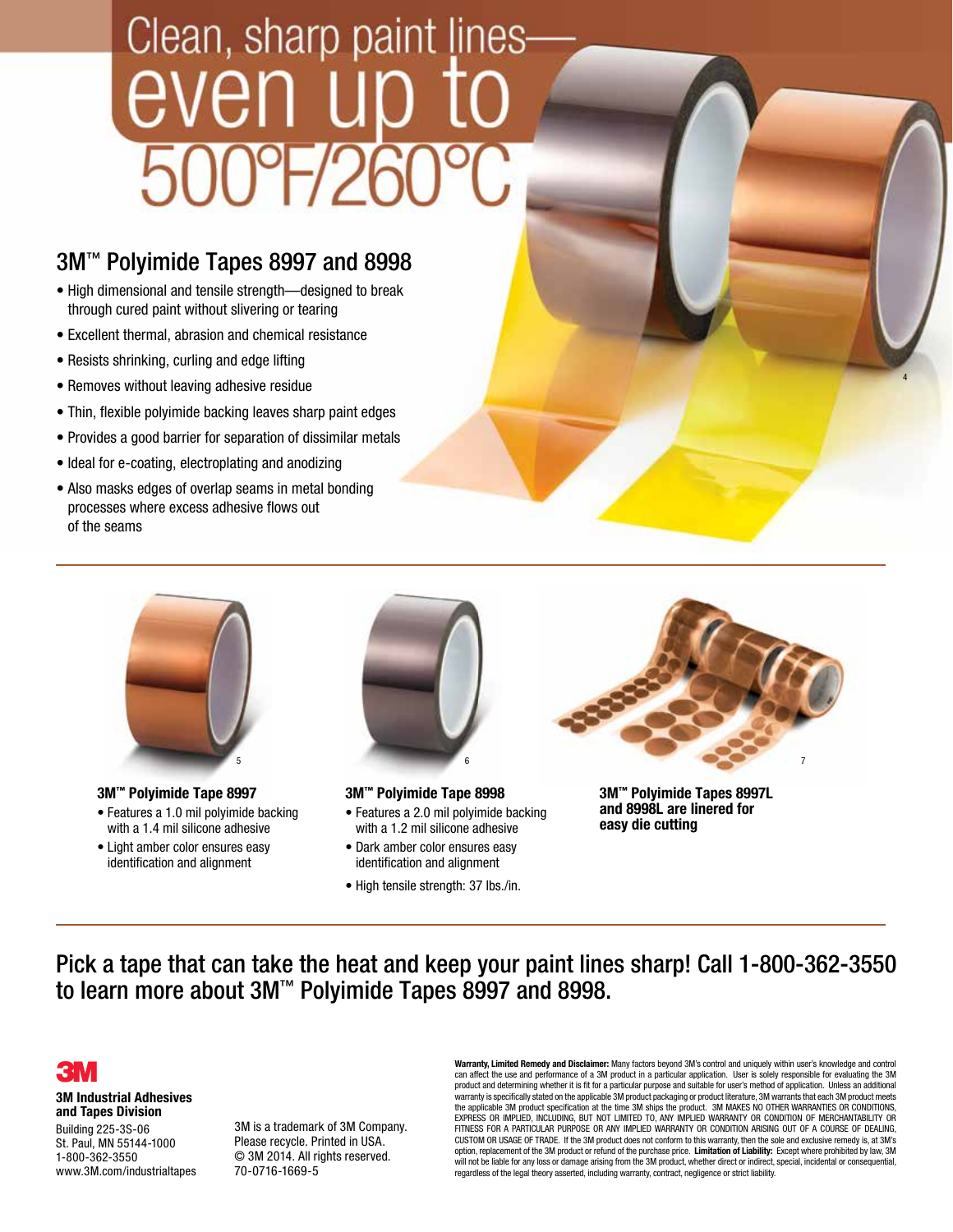# Clean, sharp paint lines—even up to 500°F/260°C

## 3M™ Polyimide Tapes 8997 and 8998

- High dimensional and tensile strength—designed to break through cured paint without slivering or tearing
- Excellent thermal, abrasion and chemical resistance
- Resists shrinking, curling and edge lifting
- Removes without leaving adhesive residue
- Thin, flexible polyimide backing leaves sharp paint edges
- Provides a good barrier for separation of dissimilar metals
- Ideal for e-coating, electroplating and anodizing
- Also masks edges of overlap seams in metal bonding processes where excess adhesive flows out of the seams

**3M™ Polyimide Tape 8997**

- Features a 1.0 mil polyimide backing with a 1.4 mil silicone adhesive
- Light amber color ensures easy identification and alignment

**3M™ Polyimide Tape 8998**

- Features a 2.0 mil polyimide backing with a 1.2 mil silicone adhesive
- Dark amber color ensures easy identification and alignment
- High tensile strength: 37 lbs./in.

**3M™ Polyimide Tapes 8997L and 8998L are linered for easy die cutting**

## Pick a tape that can take the heat and keep your paint lines sharp! Call 1-800-362-3550 to learn more about 3M™ Polyimide Tapes 8997 and 8998.

**3M**

**3M Industrial Adhesives and Tapes Division**
Building 225-3S-06
St. Paul, MN 55144-1000
1-800-362-3550
www.3M.com/industrialtapes

3M is a trademark of 3M Company.
Please recycle. Printed in USA.
© 3M 2014. All rights reserved.
70-0716-1669-5

**Warranty, Limited Remedy and Disclaimer:** Many factors beyond 3M's control and uniquely within user's knowledge and control can affect the use and performance of a 3M product in a particular application. User is solely responsible for evaluating the 3M product and determining whether it is fit for a particular purpose and suitable for user's method of application. Unless an additional warranty is specifically stated on the applicable 3M product packaging or product literature, 3M warrants that each 3M product meets the applicable 3M product specification at the time 3M ships the product. 3M MAKES NO OTHER WARRANTIES OR CONDITIONS, EXPRESS OR IMPLIED, INCLUDING, BUT NOT LIMITED TO, ANY IMPLIED WARRANTY OR CONDITION OF MERCHANTABILITY OR FITNESS FOR A PARTICULAR PURPOSE OR ANY IMPLIED WARRANTY OR CONDITION ARISING OUT OF A COURSE OF DEALING, CUSTOM OR USAGE OF TRADE. If the 3M product does not conform to this warranty, then the sole and exclusive remedy is, at 3M's option, replacement of the 3M product or refund of the purchase price. **Limitation of Liability:** Except where prohibited by law, 3M will not be liable for any loss or damage arising from the 3M product, whether direct or indirect, special, incidental or consequential, regardless of the legal theory asserted, including warranty, contract, negligence or strict liability.